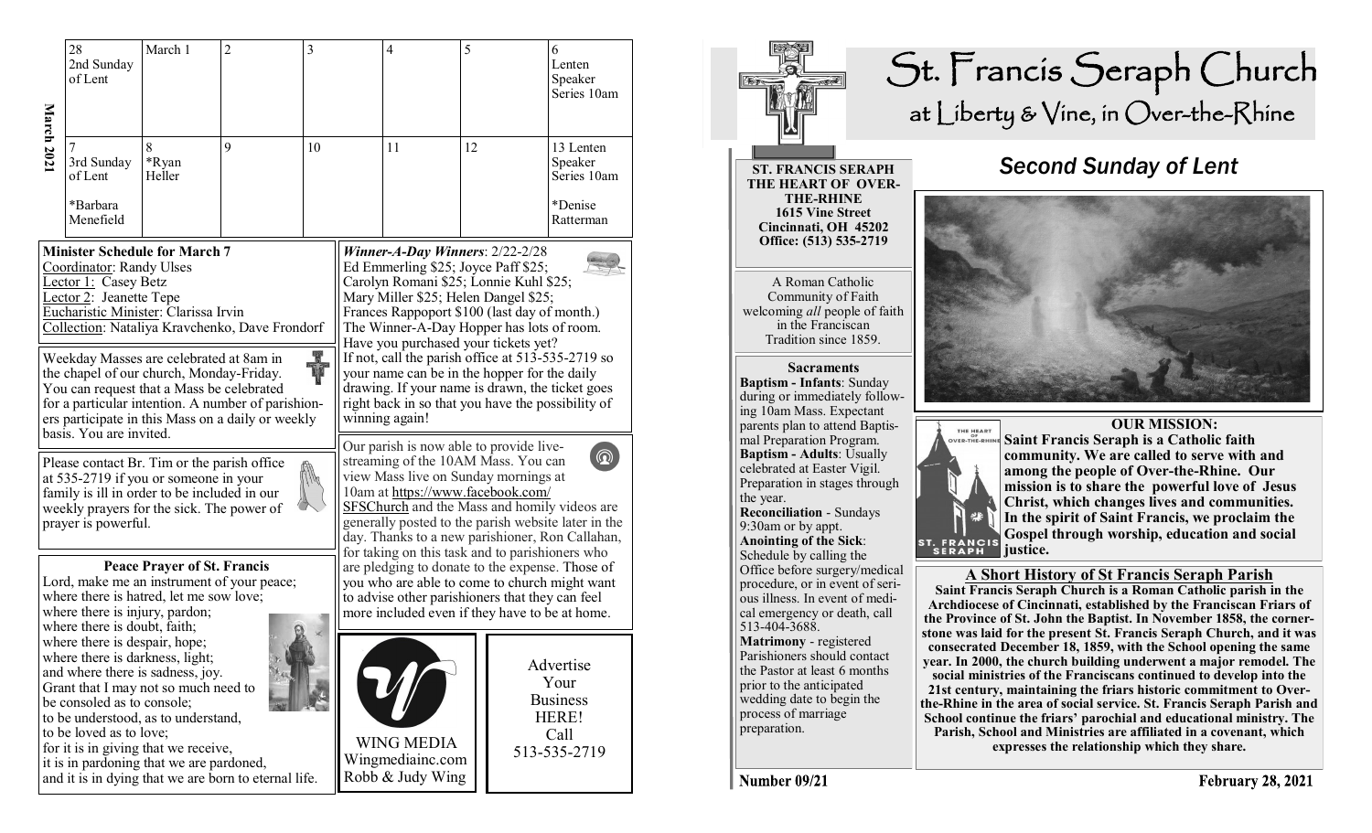# St. Francis Seraph Church

at Liberty & Vine, in Over-the-Rhine

## *Second Sunday of Lent*

**ST. FRANCIS SERAPH**
**THE HEART OF OVER-THE-RHINE**
**1615 Vine Street**
**Cincinnati, OH 45202**
**Office: (513) 535-2719**

A Roman Catholic Community of Faith welcoming *all* people of faith in the Franciscan Tradition since 1859.

### Sacraments

**Baptism - Infants**: Sunday during or immediately following 10am Mass. Expectant parents plan to attend Baptismal Preparation Program.

**Baptism - Adults**: Usually celebrated at Easter Vigil. Preparation in stages through the year.

**Reconciliation** - Sundays 9:30am or by appt.

**Anointing of the Sick**: Schedule by calling the Office before surgery/medical procedure, or in event of serious illness. In event of medical emergency or death, call 513-404-3688.

**Matrimony** - registered Parishioners should contact the Pastor at least 6 months prior to the anticipated wedding date to begin the process of marriage preparation.

### OUR MISSION:

**Saint Francis Seraph is a Catholic faith community. We are called to serve with and among the people of Over-the-Rhine. Our mission is to share the powerful love of Jesus Christ, which changes lives and communities. In the spirit of Saint Francis, we proclaim the Gospel through worship, education and social justice.**

### A Short History of St Francis Seraph Parish

**Saint Francis Seraph Church is a Roman Catholic parish in the Archdiocese of Cincinnati, established by the Franciscan Friars of the Province of St. John the Baptist. In November 1858, the cornerstone was laid for the present St. Francis Seraph Church, and it was consecrated December 18, 1859, with the School opening the same year. In 2000, the church building underwent a major remodel. The social ministries of the Franciscans continued to develop into the 21st century, maintaining the friars historic commitment to Over-the-Rhine in the area of social service. St. Francis Seraph Parish and School continue the friars' parochial and educational ministry. The Parish, School and Ministries are affiliated in a covenant, which expresses the relationship which they share.**

**Number 09/21** **February 28, 2021**

### March 2021

| | | | | | | |
|---|---|---|---|---|---|---|
| 28<br>2nd Sunday of Lent | March 1 | 2 | 3 | 4 | 5 | 6<br>Lenten Speaker Series 10am |
| 7<br>3rd Sunday of Lent<br><br>*Barbara Menefield | 8<br>*Ryan Heller | 9 | 10 | 11 | 12 | 13 Lenten Speaker Series 10am<br><br>*Denise Ratterman |

**Minister Schedule for March 7**
Coordinator: Randy Ulses
Lector 1: Casey Betz
Lector 2: Jeanette Tepe
Eucharistic Minister: Clarissa Irvin
Collection: Nataliya Kravchenko, Dave Frondorf

Weekday Masses are celebrated at 8am in the chapel of our church, Monday-Friday. You can request that a Mass be celebrated for a particular intention. A number of parishioners participate in this Mass on a daily or weekly basis. You are invited.

Please contact Br. Tim or the parish office at 535-2719 if you or someone in your family is ill in order to be included in our weekly prayers for the sick. The power of prayer is powerful.

**Peace Prayer of St. Francis**

Lord, make me an instrument of your peace;
where there is hatred, let me sow love;
where there is injury, pardon;
where there is doubt, faith;
where there is despair, hope;
where there is darkness, light;
and where there is sadness, joy.
Grant that I may not so much need to be consoled as to console;
to be understood, as to understand,
to be loved as to love;
for it is in giving that we receive,
it is in pardoning that we are pardoned,
and it is in dying that we are born to eternal life.

***Winner-A-Day Winners***: 2/22-2/28
Ed Emmerling $25; Joyce Paff $25;
Carolyn Romani $25; Lonnie Kuhl $25;
Mary Miller $25; Helen Dangel $25;
Frances Rappoport $100 (last day of month.)
The Winner-A-Day Hopper has lots of room. Have you purchased your tickets yet? If not, call the parish office at 513-535-2719 so your name can be in the hopper for the daily drawing. If your name is drawn, the ticket goes right back in so that you have the possibility of winning again!

Our parish is now able to provide live-streaming of the 10AM Mass. You can view Mass live on Sunday mornings at 10am at https://www.facebook.com/SFSChurch and the Mass and homily videos are generally posted to the parish website later in the day. Thanks to a new parishioner, Ron Callahan, for taking on this task and to parishioners who are pledging to donate to the expense. Those of you who are able to come to church might want to advise other parishioners that they can feel more included even if they have to be at home.

WING MEDIA
Wingmediainc.com
Robb & Judy Wing

Advertise Your Business HERE!
Call 513-535-2719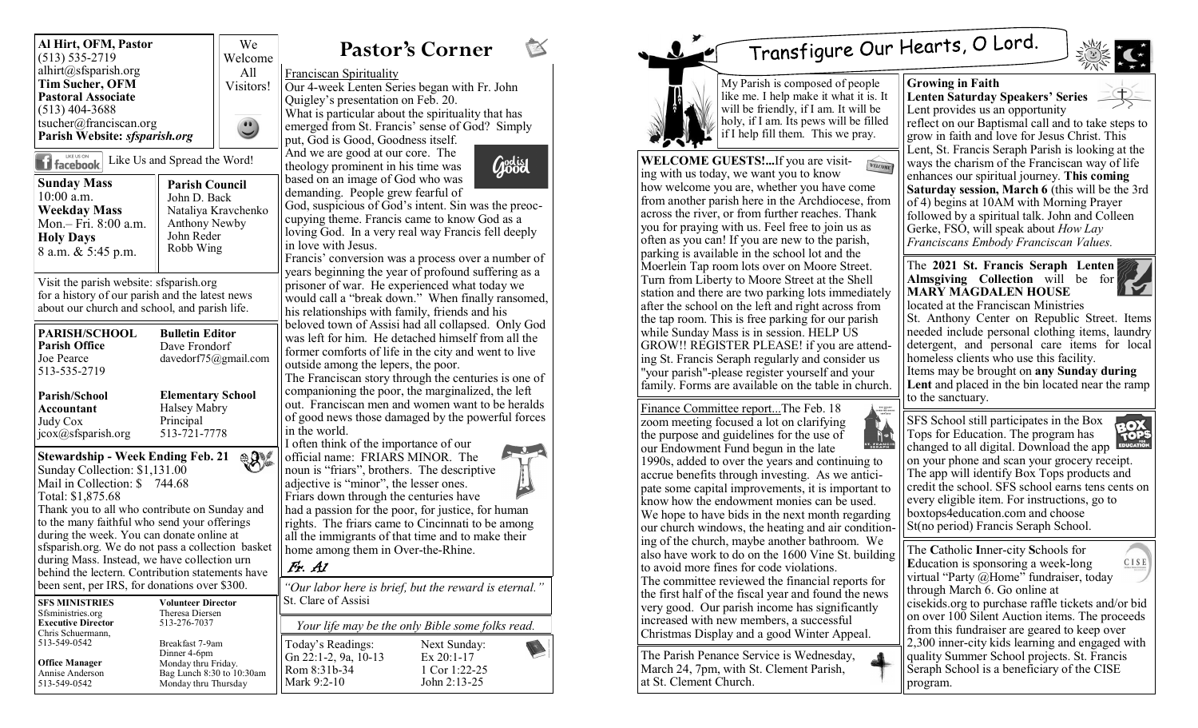**Al Hirt, OFM, Pastor**
(513) 535-2719
alhirt@sfsparish.org
**Tim Sucher, OFM**
**Pastoral Associate**
(513) 404-3688
tsucher@franciscan.org
**Parish Website:** ***sfsparish.org***

We Welcome All Visitors!

Like Us and Spread the Word!

**Sunday Mass**
10:00 a.m.
**Weekday Mass**
Mon.– Fri. 8:00 a.m.
**Holy Days**
8 a.m. & 5:45 p.m.

**Parish Council**
John D. Back
Nataliya Kravchenko
Anthony Newby
John Reder
Robb Wing

Visit the parish website: sfsparish.org for a history of our parish and the latest news about our church and school, and parish life.

**PARISH/SCHOOL**
**Parish Office**
Joe Pearce
513-535-2719

**Bulletin Editor**
Dave Frondorf
davedorf75@gmail.com

**Parish/School Accountant**
Judy Cox
jcox@sfsparish.org

**Elementary School**
Halsey Mabry
Principal
513-721-7778

**Stewardship - Week Ending Feb. 21**
Sunday Collection: $1,131.00
Mail in Collection: $ 744.68
Total: $1,875.68
Thank you to all who contribute on Sunday and to the many faithful who send your offerings during the week. You can donate online at sfsparish.org. We do not pass a collection basket during Mass. Instead, we have collection urn behind the lectern. Contribution statements have been sent, per IRS, for donations over $300.

**SFS MINISTRIES**
Sfsministries.org
**Executive Director**
Chris Schuermann,
513-549-0542

**Office Manager**
Annise Anderson
513-549-0542

**Volunteer Director**
Theresa Diersen
513-276-7037

Breakfast 7-9am
Dinner 4-6pm
Monday thru Friday.
Bag Lunch 8:30 to 10:30am
Monday thru Thursday

# Pastor's Corner

Franciscan Spirituality
Our 4-week Lenten Series began with Fr. John Quigley's presentation on Feb. 20.
What is particular about the spirituality that has emerged from St. Francis' sense of God? Simply put, God is Good, Goodness itself.
And we are good at our core. The theology prominent in his time was based on an image of God who was demanding. People grew fearful of God, suspicious of God's intent. Sin was the preoccupying theme. Francis came to know God as a loving God. In a very real way Francis fell deeply in love with Jesus.
Francis' conversion was a process over a number of years beginning the year of profound suffering as a prisoner of war. He experienced what today we would call a "break down." When finally ransomed, his relationships with family, friends and his beloved town of Assisi had all collapsed. Only God was left for him. He detached himself from all the former comforts of life in the city and went to live outside among the lepers, the poor.
The Franciscan story through the centuries is one of companioning the poor, the marginalized, the left out. Franciscan men and women want to be heralds of good news those damaged by the powerful forces in the world.
I often think of the importance of our official name: FRIARS MINOR. The noun is "friars", brothers. The descriptive adjective is "minor", the lesser ones. Friars down through the centuries have had a passion for the poor, for justice, for human rights. The friars came to Cincinnati to be among all the immigrants of that time and to make their home among them in Over-the-Rhine.

*Fr. Al*

*"Our labor here is brief, but the reward is eternal."* St. Clare of Assisi

*Your life may be the only Bible some folks read.*

| Today's Readings: | Next Sunday: |
|---|---|
| Gn 22:1-2, 9a, 10-13 | Ex 20:1-17 |
| Rom 8:31b-34 | 1 Cor 1:22-25 |
| Mark 9:2-10 | John 2:13-25 |

# Transfigure Our Hearts, O Lord.

My Parish is composed of people like me. I help make it what it is. It will be friendly, if I am. It will be holy, if I am. Its pews will be filled if I help fill them. This we pray.

**WELCOME GUESTS!...**If you are visiting with us today, we want you to know how welcome you are, whether you have come from another parish here in the Archdiocese, from across the river, or from further reaches. Thank you for praying with us. Feel free to join us as often as you can! If you are new to the parish, parking is available in the school lot and the Moerlein Tap room lots over on Moore Street. Turn from Liberty to Moore Street at the Shell station and there are two parking lots immediately after the school on the left and right across from the tap room. This is free parking for our parish while Sunday Mass is in session. HELP US GROW!! REGISTER PLEASE! if you are attending St. Francis Seraph regularly and consider us "your parish"-please register yourself and your family. Forms are available on the table in church.

Finance Committee report...The Feb. 18 zoom meeting focused a lot on clarifying the purpose and guidelines for the use of our Endowment Fund begun in the late 1990s, added to over the years and continuing to accrue benefits through investing. As we anticipate some capital improvements, it is important to know how the endowment monies can be used. We hope to have bids in the next month regarding our church windows, the heating and air conditioning of the church, maybe another bathroom. We also have work to do on the 1600 Vine St. building to avoid more fines for code violations.
The committee reviewed the financial reports for the first half of the fiscal year and found the news very good. Our parish income has significantly increased with new members, a successful Christmas Display and a good Winter Appeal.

The Parish Penance Service is Wednesday, March 24, 7pm, with St. Clement Parish, at St. Clement Church.

**Growing in Faith**
**Lenten Saturday Speakers' Series**
Lent provides us an opportunity reflect on our Baptismal call and to take steps to grow in faith and love for Jesus Christ. This Lent, St. Francis Seraph Parish is looking at the ways the charism of the Franciscan way of life enhances our spiritual journey. **This coming Saturday session, March 6** (this will be the 3rd of 4) begins at 10AM with Morning Prayer followed by a spiritual talk. John and Colleen Gerke, FSO, will speak about *How Lay Franciscans Embody Franciscan Values.*

The **2021 St. Francis Seraph Lenten Almsgiving Collection** will be for **MARY MAGDALEN HOUSE** located at the Franciscan Ministries St. Anthony Center on Republic Street. Items needed include personal clothing items, laundry detergent, and personal care items for local homeless clients who use this facility.
Items may be brought on **any Sunday during Lent** and placed in the bin located near the ramp to the sanctuary.

SFS School still participates in the Box Tops for Education. The program has changed to all digital. Download the app on your phone and scan your grocery receipt. The app will identify Box Tops products and credit the school. SFS school earns tens cents on every eligible item. For instructions, go to boxtops4education.com and choose St(no period) Francis Seraph School.

The **C**atholic **I**nner-city **S**chools for **E**ducation is sponsoring a week-long virtual "Party @Home" fundraiser, today through March 6. Go online at cisekids.org to purchase raffle tickets and/or bid on over 100 Silent Auction items. The proceeds from this fundraiser are geared to keep over 2,300 inner-city kids learning and engaged with quality Summer School projects. St. Francis Seraph School is a beneficiary of the CISE program.